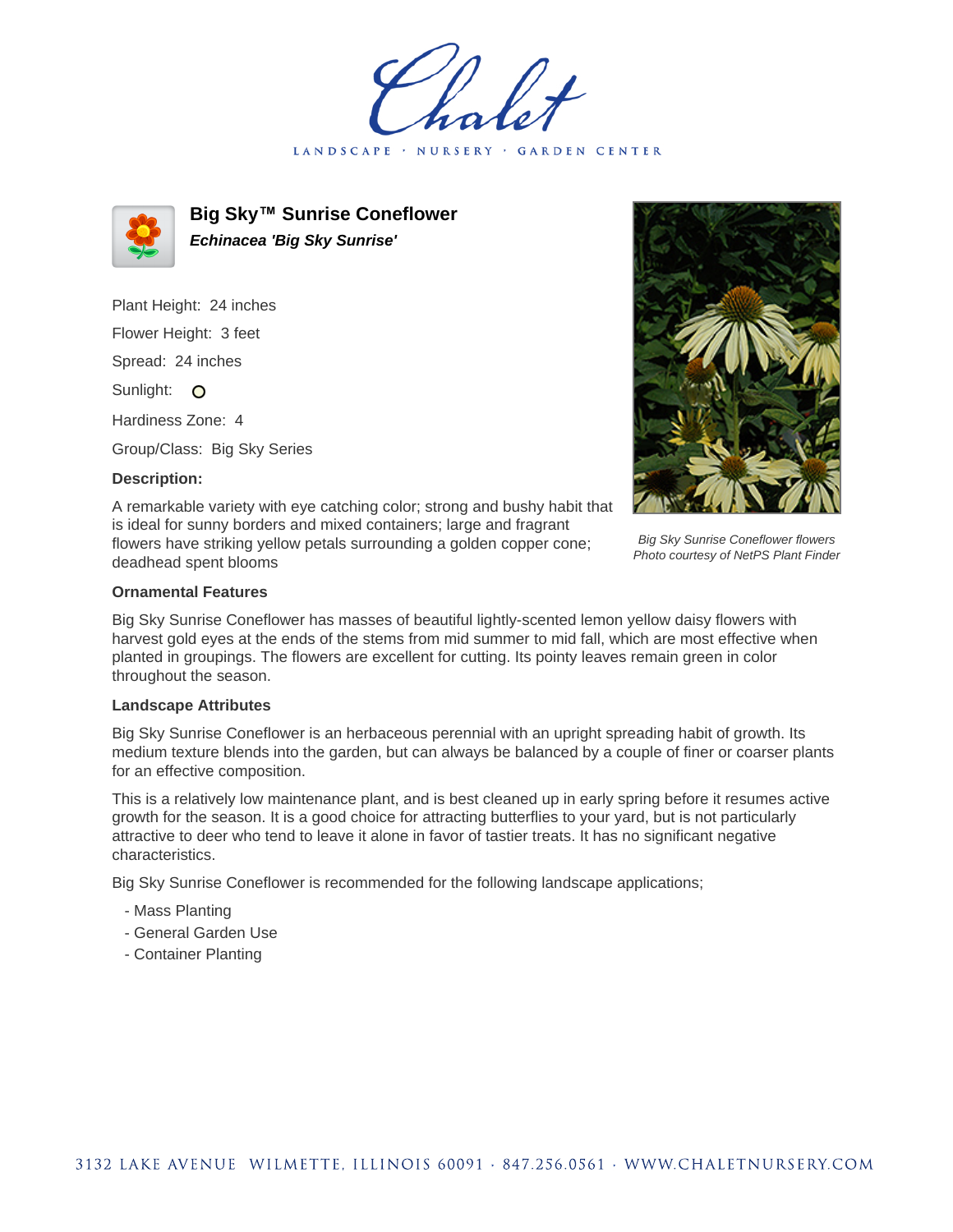Chalet

LANDSCAPE · NURSERY · GARDEN CENTER

# Big Sky™ Sunrise Coneflower

***Echinacea 'Big Sky Sunrise'***

Plant Height: 24 inches

Flower Height: 3 feet

Spread: 24 inches

Sunlight:

Hardiness Zone: 4

Group/Class: Big Sky Series

**Description:**

A remarkable variety with eye catching color; strong and bushy habit that is ideal for sunny borders and mixed containers; large and fragrant flowers have striking yellow petals surrounding a golden copper cone; deadhead spent blooms

*Big Sky Sunrise Coneflower flowers*
*Photo courtesy of NetPS Plant Finder*

## Ornamental Features

Big Sky Sunrise Coneflower has masses of beautiful lightly-scented lemon yellow daisy flowers with harvest gold eyes at the ends of the stems from mid summer to mid fall, which are most effective when planted in groupings. The flowers are excellent for cutting. Its pointy leaves remain green in color throughout the season.

## Landscape Attributes

Big Sky Sunrise Coneflower is an herbaceous perennial with an upright spreading habit of growth. Its medium texture blends into the garden, but can always be balanced by a couple of finer or coarser plants for an effective composition.

This is a relatively low maintenance plant, and is best cleaned up in early spring before it resumes active growth for the season. It is a good choice for attracting butterflies to your yard, but is not particularly attractive to deer who tend to leave it alone in favor of tastier treats. It has no significant negative characteristics.

Big Sky Sunrise Coneflower is recommended for the following landscape applications;

- Mass Planting
- General Garden Use
- Container Planting

3132 LAKE AVENUE WILMETTE, ILLINOIS 60091 · 847.256.0561 · WWW.CHALETNURSERY.COM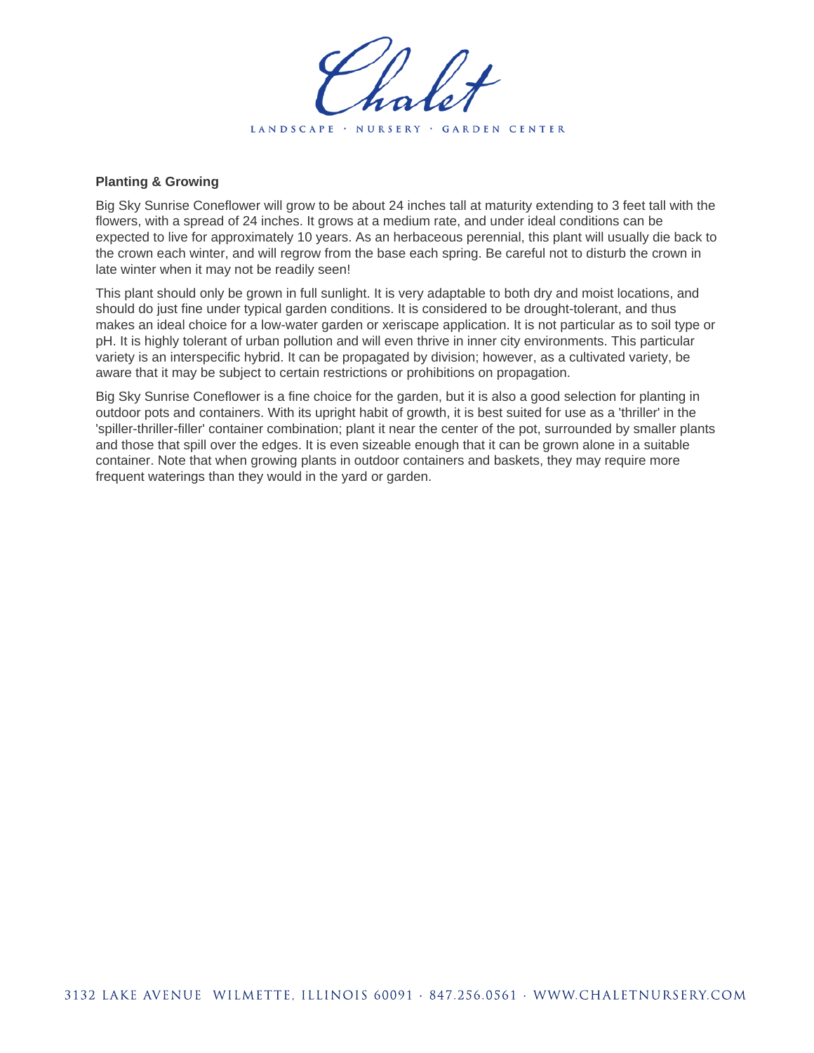**Planting & Growing**

Big Sky Sunrise Coneflower will grow to be about 24 inches tall at maturity extending to 3 feet tall with the flowers, with a spread of 24 inches. It grows at a medium rate, and under ideal conditions can be expected to live for approximately 10 years. As an herbaceous perennial, this plant will usually die back to the crown each winter, and will regrow from the base each spring. Be careful not to disturb the crown in late winter when it may not be readily seen!

This plant should only be grown in full sunlight. It is very adaptable to both dry and moist locations, and should do just fine under typical garden conditions. It is considered to be drought-tolerant, and thus makes an ideal choice for a low-water garden or xeriscape application. It is not particular as to soil type or pH. It is highly tolerant of urban pollution and will even thrive in inner city environments. This particular variety is an interspecific hybrid. It can be propagated by division; however, as a cultivated variety, be aware that it may be subject to certain restrictions or prohibitions on propagation.

Big Sky Sunrise Coneflower is a fine choice for the garden, but it is also a good selection for planting in outdoor pots and containers. With its upright habit of growth, it is best suited for use as a 'thriller' in the 'spiller-thriller-filler' container combination; plant it near the center of the pot, surrounded by smaller plants and those that spill over the edges. It is even sizeable enough that it can be grown alone in a suitable container. Note that when growing plants in outdoor containers and baskets, they may require more frequent waterings than they would in the yard or garden.